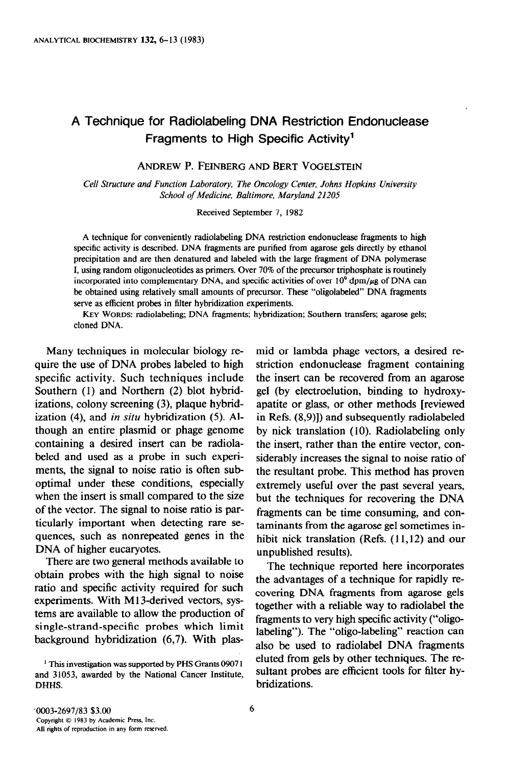# A Technique for Radiolabeling DNA Restriction Endonuclease Fragments to High Specific Activity[1]

ANDREW P. FEINBERG AND BERT VOGELSTEIN

*Cell Structure and Function Laboratory, The Oncology Center, Johns Hopkins University School of Medicine, Baltimore, Maryland 21205*

Received September 7, 1982

A technique for conveniently radiolabeling DNA restriction endonuclease fragments to high specific activity is described. DNA fragments are purified from agarose gels directly by ethanol precipitation and are then denatured and labeled with the large fragment of DNA polymerase I, using random oligonucleotides as primers. Over 70% of the precursor triphosphate is routinely incorporated into complementary DNA, and specific activities of over $10^9$ dpm/$\mu$g of DNA can be obtained using relatively small amounts of precursor. These "oligolabeled" DNA fragments serve as efficient probes in filter hybridization experiments.

KEY WORDS: radiolabeling; DNA fragments; hybridization; Southern transfers; agarose gels; cloned DNA.

Many techniques in molecular biology require the use of DNA probes labeled to high specific activity. Such techniques include Southern (1) and Northern (2) blot hybridizations, colony screening (3), plaque hybridization (4), and *in situ* hybridization (5). Although an entire plasmid or phage genome containing a desired insert can be radiolabeled and used as a probe in such experiments, the signal to noise ratio is often suboptimal under these conditions, especially when the insert is small compared to the size of the vector. The signal to noise ratio is particularly important when detecting rare sequences, such as nonrepeated genes in the DNA of higher eucaryotes.

There are two general methods available to obtain probes with the high signal to noise ratio and specific activity required for such experiments. With M13-derived vectors, systems are available to allow the production of single-strand-specific probes which limit background hybridization (6,7). With plasmid or lambda phage vectors, a desired restriction endonuclease fragment containing the insert can be recovered from an agarose gel (by electroelution, binding to hydroxyapatite or glass, or other methods [reviewed in Refs. (8,9)]) and subsequently radiolabeled by nick translation (10). Radiolabeling only the insert, rather than the entire vector, considerably increases the signal to noise ratio of the resultant probe. This method has proven extremely useful over the past several years, but the techniques for recovering the DNA fragments can be time consuming, and contaminants from the agarose gel sometimes inhibit nick translation (Refs. (11,12) and our unpublished results).

The technique reported here incorporates the advantages of a technique for rapidly recovering DNA fragments from agarose gels together with a reliable way to radiolabel the fragments to very high specific activity ("oligolabeling"). The "oligo-labeling" reaction can also be used to radiolabel DNA fragments eluted from gels by other techniques. The resultant probes are efficient tools for filter hybridizations.

[1] This investigation was supported by PHS Grants 09071 and 31053, awarded by the National Cancer Institute, DHHS.

0003-2697/83 $3.00
Copyright © 1983 by Academic Press, Inc.
All rights of reproduction in any form reserved.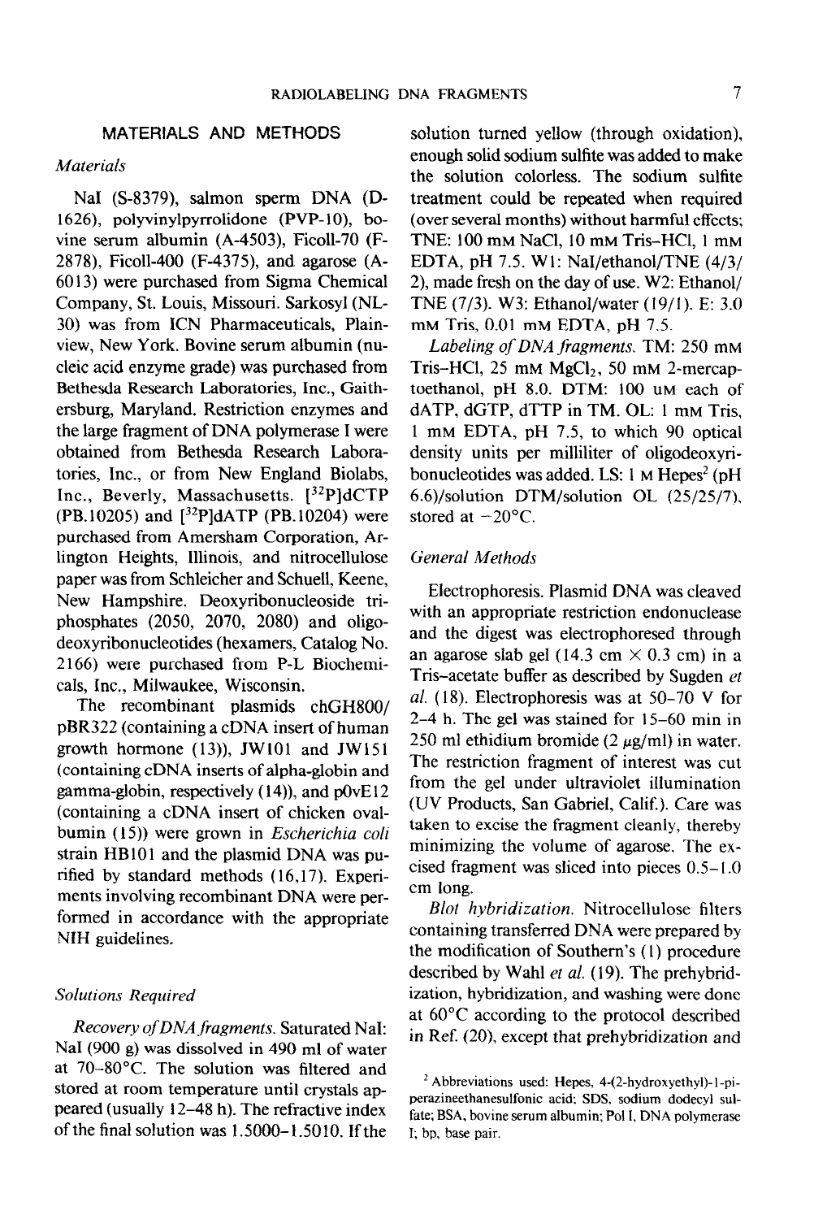## MATERIALS AND METHODS

### *Materials*

NaI (S-8379), salmon sperm DNA (D-1626), polyvinylpyrrolidone (PVP-10), bovine serum albumin (A-4503), Ficoll-70 (F-2878), Ficoll-400 (F-4375), and agarose (A-6013) were purchased from Sigma Chemical Company, St. Louis, Missouri. Sarkosyl (NL-30) was from ICN Pharmaceuticals, Plainview, New York. Bovine serum albumin (nucleic acid enzyme grade) was purchased from Bethesda Research Laboratories, Inc., Gaithersburg, Maryland. Restriction enzymes and the large fragment of DNA polymerase I were obtained from Bethesda Research Laboratories, Inc., or from New England Biolabs, Inc., Beverly, Massachusetts. [$^{32}$P]dCTP (PB.10205) and [$^{32}$P]dATP (PB.10204) were purchased from Amersham Corporation, Arlington Heights, Illinois, and nitrocellulose paper was from Schleicher and Schuell, Keene, New Hampshire. Deoxyribonucleoside triphosphates (2050, 2070, 2080) and oligodeoxyribonucleotides (hexamers, Catalog No. 2166) were purchased from P-L Biochemicals, Inc., Milwaukee, Wisconsin.

The recombinant plasmids chGH800/pBR322 (containing a cDNA insert of human growth hormone (13)), JW101 and JW151 (containing cDNA inserts of alpha-globin and gamma-globin, respectively (14)), and pOvE12 (containing a cDNA insert of chicken ovalbumin (15)) were grown in *Escherichia coli* strain HB101 and the plasmid DNA was purified by standard methods (16,17). Experiments involving recombinant DNA were performed in accordance with the appropriate NIH guidelines.

### *Solutions Required*

*Recovery of DNA fragments.* Saturated NaI: NaI (900 g) was dissolved in 490 ml of water at 70–80°C. The solution was filtered and stored at room temperature until crystals appeared (usually 12–48 h). The refractive index of the final solution was 1.5000–1.5010. If the solution turned yellow (through oxidation), enough solid sodium sulfite was added to make the solution colorless. The sodium sulfite treatment could be repeated when required (over several months) without harmful effects; TNE: 100 mM NaCl, 10 mM Tris–HCl, 1 mM EDTA, pH 7.5. W1: NaI/ethanol/TNE (4/3/2), made fresh on the day of use. W2: Ethanol/TNE (7/3). W3: Ethanol/water (19/1). E: 3.0 mM Tris, 0.01 mM EDTA, pH 7.5.

*Labeling of DNA fragments.* TM: 250 mM Tris–HCl, 25 mM $MgCl_2$, 50 mM 2-mercaptoethanol, pH 8.0. DTM: 100 μM each of dATP, dGTP, dTTP in TM. OL: 1 mM Tris, 1 mM EDTA, pH 7.5, to which 90 optical density units per milliliter of oligodeoxyribonucleotides was added. LS: 1 M Hepes[2] (pH 6.6)/solution DTM/solution OL (25/25/7), stored at −20°C.

### *General Methods*

Electrophoresis. Plasmid DNA was cleaved with an appropriate restriction endonuclease and the digest was electrophoresed through an agarose slab gel (14.3 cm × 0.3 cm) in a Tris–acetate buffer as described by Sugden *et al.* (18). Electrophoresis was at 50–70 V for 2–4 h. The gel was stained for 15–60 min in 250 ml ethidium bromide (2 μg/ml) in water. The restriction fragment of interest was cut from the gel under ultraviolet illumination (UV Products, San Gabriel, Calif.). Care was taken to excise the fragment cleanly, thereby minimizing the volume of agarose. The excised fragment was sliced into pieces 0.5–1.0 cm long.

*Blot hybridization.* Nitrocellulose filters containing transferred DNA were prepared by the modification of Southern's (1) procedure described by Wahl *et al.* (19). The prehybridization, hybridization, and washing were done at 60°C according to the protocol described in Ref. (20), except that prehybridization and

[2] Abbreviations used: Hepes, 4-(2-hydroxyethyl)-1-piperazineethanesulfonic acid; SDS, sodium dodecyl sulfate; BSA, bovine serum albumin; Pol I, DNA polymerase I; bp, base pair.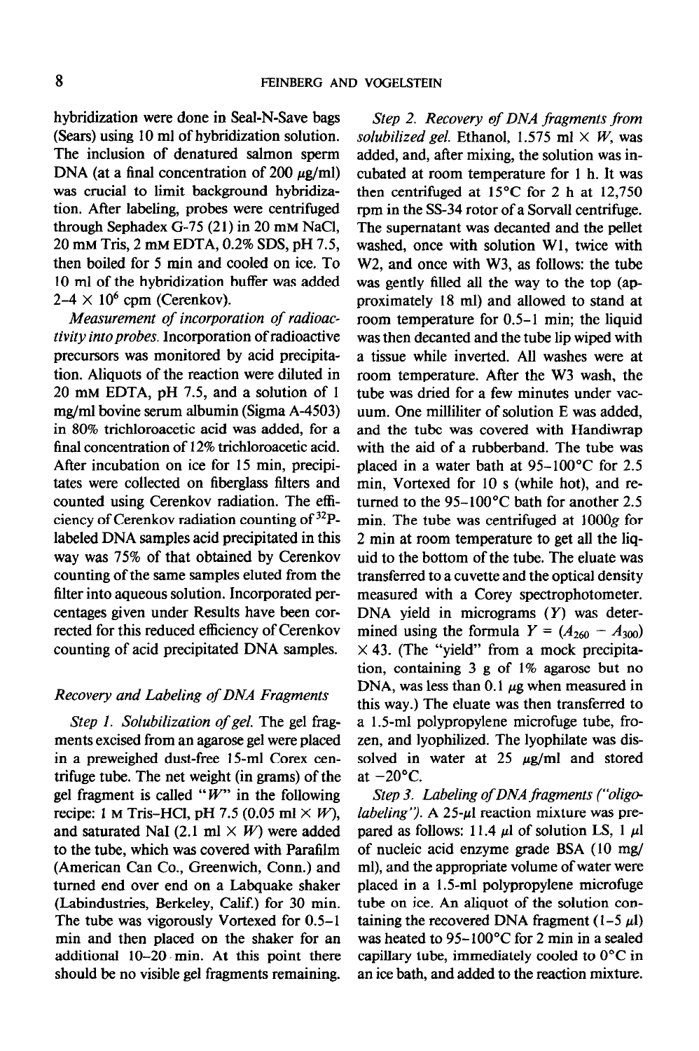hybridization were done in Seal-N-Save bags (Sears) using 10 ml of hybridization solution. The inclusion of denatured salmon sperm DNA (at a final concentration of 200 μg/ml) was crucial to limit background hybridization. After labeling, probes were centrifuged through Sephadex G-75 (21) in 20 mM NaCl, 20 mM Tris, 2 mM EDTA, 0.2% SDS, pH 7.5, then boiled for 5 min and cooled on ice. To 10 ml of the hybridization buffer was added $2$–$4 \times 10^6$ cpm (Cerenkov).

*Measurement of incorporation of radioactivity into probes.* Incorporation of radioactive precursors was monitored by acid precipitation. Aliquots of the reaction were diluted in 20 mM EDTA, pH 7.5, and a solution of 1 mg/ml bovine serum albumin (Sigma A-4503) in 80% trichloroacetic acid was added, for a final concentration of 12% trichloroacetic acid. After incubation on ice for 15 min, precipitates were collected on fiberglass filters and counted using Cerenkov radiation. The efficiency of Cerenkov radiation counting of $^{32}P$-labeled DNA samples acid precipitated in this way was 75% of that obtained by Cerenkov counting of the same samples eluted from the filter into aqueous solution. Incorporated percentages given under Results have been corrected for this reduced efficiency of Cerenkov counting of acid precipitated DNA samples.

### *Recovery and Labeling of DNA Fragments*

*Step 1. Solubilization of gel.* The gel fragments excised from an agarose gel were placed in a preweighed dust-free 15-ml Corex centrifuge tube. The net weight (in grams) of the gel fragment is called "$W$" in the following recipe: 1 M Tris-HCl, pH 7.5 (0.05 ml $\times$ $W$), and saturated NaI (2.1 ml $\times$ $W$) were added to the tube, which was covered with Parafilm (American Can Co., Greenwich, Conn.) and turned end over end on a Labquake shaker (Labindustries, Berkeley, Calif.) for 30 min. The tube was vigorously Vortexed for 0.5–1 min and then placed on the shaker for an additional 10–20 min. At this point there should be no visible gel fragments remaining.

*Step 2. Recovery of DNA fragments from solubilized gel.* Ethanol, 1.575 ml $\times$ $W$, was added, and, after mixing, the solution was incubated at room temperature for 1 h. It was then centrifuged at 15°C for 2 h at 12,750 rpm in the SS-34 rotor of a Sorvall centrifuge. The supernatant was decanted and the pellet washed, once with solution W1, twice with W2, and once with W3, as follows: the tube was gently filled all the way to the top (approximately 18 ml) and allowed to stand at room temperature for 0.5–1 min; the liquid was then decanted and the tube lip wiped with a tissue while inverted. All washes were at room temperature. After the W3 wash, the tube was dried for a few minutes under vacuum. One milliliter of solution E was added, and the tube was covered with Handiwrap with the aid of a rubberband. The tube was placed in a water bath at 95–100°C for 2.5 min, Vortexed for 10 s (while hot), and returned to the 95–100°C bath for another 2.5 min. The tube was centrifuged at 1000$g$ for 2 min at room temperature to get all the liquid to the bottom of the tube. The eluate was transferred to a cuvette and the optical density measured with a Corey spectrophotometer. DNA yield in micrograms ($Y$) was determined using the formula $Y = (A_{260} - A_{300}) \times 43$. (The "yield" from a mock precipitation, containing 3 g of 1% agarose but no DNA, was less than 0.1 μg when measured in this way.) The eluate was then transferred to a 1.5-ml polypropylene microfuge tube, frozen, and lyophilized. The lyophilate was dissolved in water at 25 μg/ml and stored at −20°C.

*Step 3. Labeling of DNA fragments ("oligolabeling").* A 25-μl reaction mixture was prepared as follows: 11.4 μl of solution LS, 1 μl of nucleic acid enzyme grade BSA (10 mg/ml), and the appropriate volume of water were placed in a 1.5-ml polypropylene microfuge tube on ice. An aliquot of the solution containing the recovered DNA fragment (1–5 μl) was heated to 95–100°C for 2 min in a sealed capillary tube, immediately cooled to 0°C in an ice bath, and added to the reaction mixture.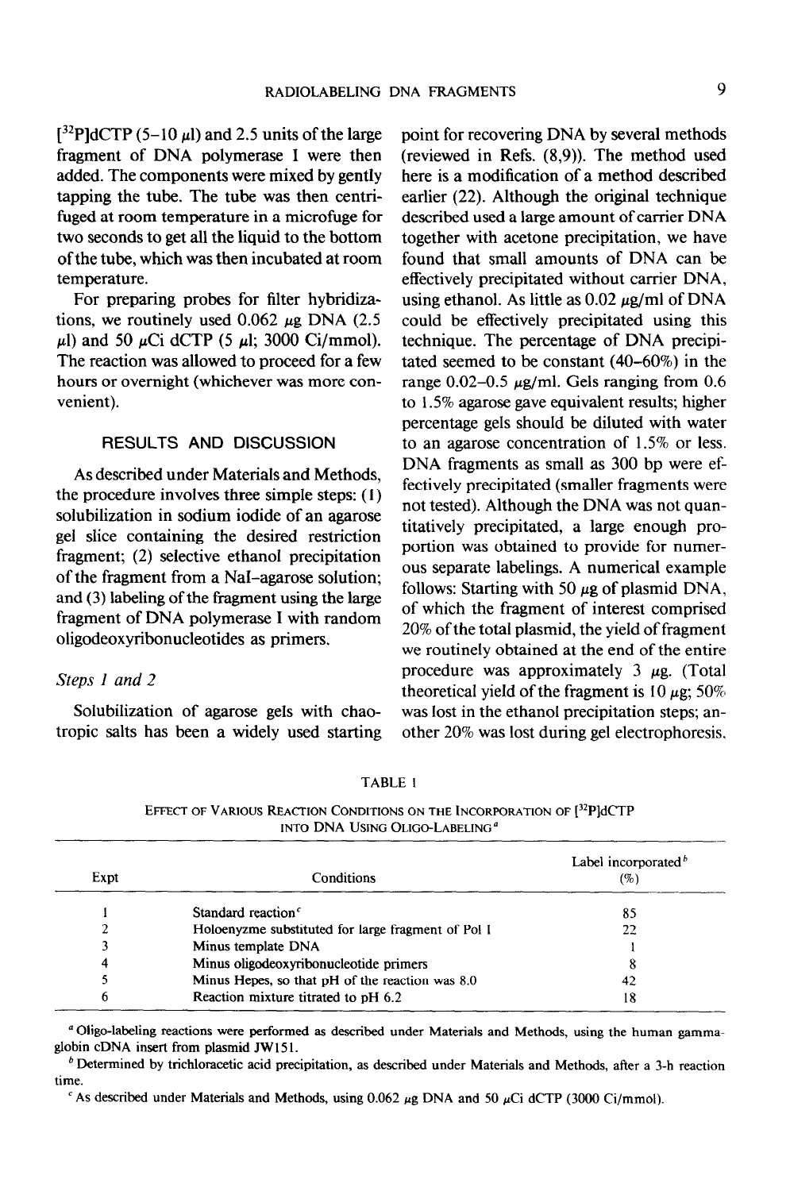[$^{32}$P]dCTP (5–10 μl) and 2.5 units of the large fragment of DNA polymerase I were then added. The components were mixed by gently tapping the tube. The tube was then centrifuged at room temperature in a microfuge for two seconds to get all the liquid to the bottom of the tube, which was then incubated at room temperature.

For preparing probes for filter hybridizations, we routinely used 0.062 μg DNA (2.5 μl) and 50 μCi dCTP (5 μl; 3000 Ci/mmol). The reaction was allowed to proceed for a few hours or overnight (whichever was more convenient).

## RESULTS AND DISCUSSION

As described under Materials and Methods, the procedure involves three simple steps: (1) solubilization in sodium iodide of an agarose gel slice containing the desired restriction fragment; (2) selective ethanol precipitation of the fragment from a NaI–agarose solution; and (3) labeling of the fragment using the large fragment of DNA polymerase I with random oligodeoxyribonucleotides as primers.

### *Steps 1 and 2*

Solubilization of agarose gels with chaotropic salts has been a widely used starting point for recovering DNA by several methods (reviewed in Refs. (8,9)). The method used here is a modification of a method described earlier (22). Although the original technique described used a large amount of carrier DNA together with acetone precipitation, we have found that small amounts of DNA can be effectively precipitated without carrier DNA, using ethanol. As little as 0.02 μg/ml of DNA could be effectively precipitated using this technique. The percentage of DNA precipitated seemed to be constant (40–60%) in the range 0.02–0.5 μg/ml. Gels ranging from 0.6 to 1.5% agarose gave equivalent results; higher percentage gels should be diluted with water to an agarose concentration of 1.5% or less. DNA fragments as small as 300 bp were effectively precipitated (smaller fragments were not tested). Although the DNA was not quantitatively precipitated, a large enough proportion was obtained to provide for numerous separate labelings. A numerical example follows: Starting with 50 μg of plasmid DNA, of which the fragment of interest comprised 20% of the total plasmid, the yield of fragment we routinely obtained at the end of the entire procedure was approximately 3 μg. (Total theoretical yield of the fragment is 10 μg; 50% was lost in the ethanol precipitation steps; another 20% was lost during gel electrophoresis.

TABLE 1

EFFECT OF VARIOUS REACTION CONDITIONS ON THE INCORPORATION OF [$^{32}$P]dCTP INTO DNA USING OLIGO-LABELING[a]

| Expt | Conditions | Label incorporated[b] (%) |
|---|---|---|
| 1 | Standard reaction[c] | 85 |
| 2 | Holoenzyme substituted for large fragment of Pol I | 22 |
| 3 | Minus template DNA | 1 |
| 4 | Minus oligodeoxyribonucleotide primers | 8 |
| 5 | Minus Hepes, so that pH of the reaction was 8.0 | 42 |
| 6 | Reaction mixture titrated to pH 6.2 | 18 |

[a] Oligo-labeling reactions were performed as described under Materials and Methods, using the human gamma-globin cDNA insert from plasmid JW151.

[b] Determined by trichloracetic acid precipitation, as described under Materials and Methods, after a 3-h reaction time.

[c] As described under Materials and Methods, using 0.062 μg DNA and 50 μCi dCTP (3000 Ci/mmol).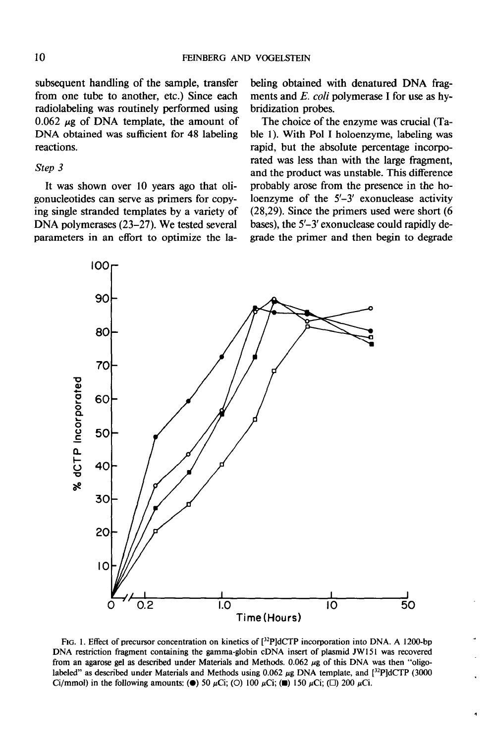subsequent handling of the sample, transfer from one tube to another, etc.) Since each radiolabeling was routinely performed using 0.062 μg of DNA template, the amount of DNA obtained was sufficient for 48 labeling reactions.

*Step 3*

It was shown over 10 years ago that oligonucleotides can serve as primers for copying single stranded templates by a variety of DNA polymerases (23–27). We tested several parameters in an effort to optimize the labeling obtained with denatured DNA fragments and *E. coli* polymerase I for use as hybridization probes.

The choice of the enzyme was crucial (Table 1). With Pol I holoenzyme, labeling was rapid, but the absolute percentage incorporated was less than with the large fragment, and the product was unstable. This difference probably arose from the presence in the holoenzyme of the 5′–3′ exonuclease activity (28,29). Since the primers used were short (6 bases), the 5′–3′ exonuclease could rapidly degrade the primer and then begin to degrade

FIG. 1. Effect of precursor concentration on kinetics of [$^{32}$P]dCTP incorporation into DNA. A 1200-bp DNA restriction fragment containing the gamma-globin cDNA insert of plasmid JW151 was recovered from an agarose gel as described under Materials and Methods. 0.062 μg of this DNA was then "oligo-labeled" as described under Materials and Methods using 0.062 μg DNA template, and [$^{32}$P]dCTP (3000 Ci/mmol) in the following amounts: (●) 50 μCi; (○) 100 μCi; (■) 150 μCi; (□) 200 μCi.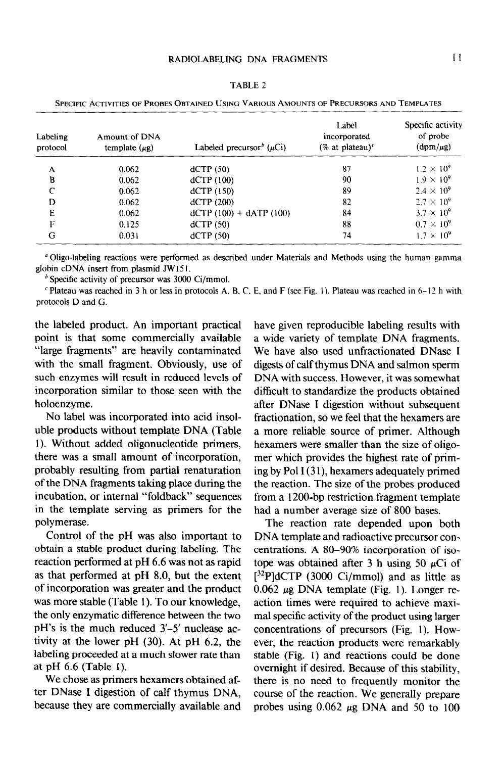TABLE 2

SPECIFIC ACTIVITIES OF PROBES OBTAINED USING VARIOUS AMOUNTS OF PRECURSORS AND TEMPLATES

| Labeling protocol | Amount of DNA template (μg) | Labeled precursor[b] (μCi) | Label incorporated (% at plateau)[c] | Specific activity of probe (dpm/μg) |
|---|---|---|---|---|
| A | 0.062 | dCTP (50) | 87 | $1.2 \times 10^9$ |
| B | 0.062 | dCTP (100) | 90 | $1.9 \times 10^9$ |
| C | 0.062 | dCTP (150) | 89 | $2.4 \times 10^9$ |
| D | 0.062 | dCTP (200) | 82 | $2.7 \times 10^9$ |
| E | 0.062 | dCTP (100) + dATP (100) | 84 | $3.7 \times 10^9$ |
| F | 0.125 | dCTP (50) | 88 | $0.7 \times 10^9$ |
| G | 0.031 | dCTP (50) | 74 | $1.7 \times 10^9$ |

[a] Oligo-labeling reactions were performed as described under Materials and Methods using the human gamma globin cDNA insert from plasmid JW151.

[b] Specific activity of precursor was 3000 Ci/mmol.

[c] Plateau was reached in 3 h or less in protocols A, B, C, E, and F (see Fig. 1). Plateau was reached in 6–12 h with protocols D and G.

the labeled product. An important practical point is that some commercially available "large fragments" are heavily contaminated with the small fragment. Obviously, use of such enzymes will result in reduced levels of incorporation similar to those seen with the holoenzyme.

No label was incorporated into acid insoluble products without template DNA (Table 1). Without added oligonucleotide primers, there was a small amount of incorporation, probably resulting from partial renaturation of the DNA fragments taking place during the incubation, or internal "foldback" sequences in the template serving as primers for the polymerase.

Control of the pH was also important to obtain a stable product during labeling. The reaction performed at pH 6.6 was not as rapid as that performed at pH 8.0, but the extent of incorporation was greater and the product was more stable (Table 1). To our knowledge, the only enzymatic difference between the two pH's is the much reduced 3′–5′ nuclease activity at the lower pH (30). At pH 6.2, the labeling proceeded at a much slower rate than at pH 6.6 (Table 1).

We chose as primers hexamers obtained after DNase I digestion of calf thymus DNA, because they are commercially available and have given reproducible labeling results with a wide variety of template DNA fragments. We have also used unfractionated DNase I digests of calf thymus DNA and salmon sperm DNA with success. However, it was somewhat difficult to standardize the products obtained after DNase I digestion without subsequent fractionation, so we feel that the hexamers are a more reliable source of primer. Although hexamers were smaller than the size of oligomer which provides the highest rate of priming by Pol I (31), hexamers adequately primed the reaction. The size of the probes produced from a 1200-bp restriction fragment template had a number average size of 800 bases.

The reaction rate depended upon both DNA template and radioactive precursor concentrations. A 80–90% incorporation of isotope was obtained after 3 h using 50 μCi of [$^{32}$P]dCTP (3000 Ci/mmol) and as little as 0.062 μg DNA template (Fig. 1). Longer reaction times were required to achieve maximal specific activity of the product using larger concentrations of precursors (Fig. 1). However, the reaction products were remarkably stable (Fig. 1) and reactions could be done overnight if desired. Because of this stability, there is no need to frequently monitor the course of the reaction. We generally prepare probes using 0.062 μg DNA and 50 to 100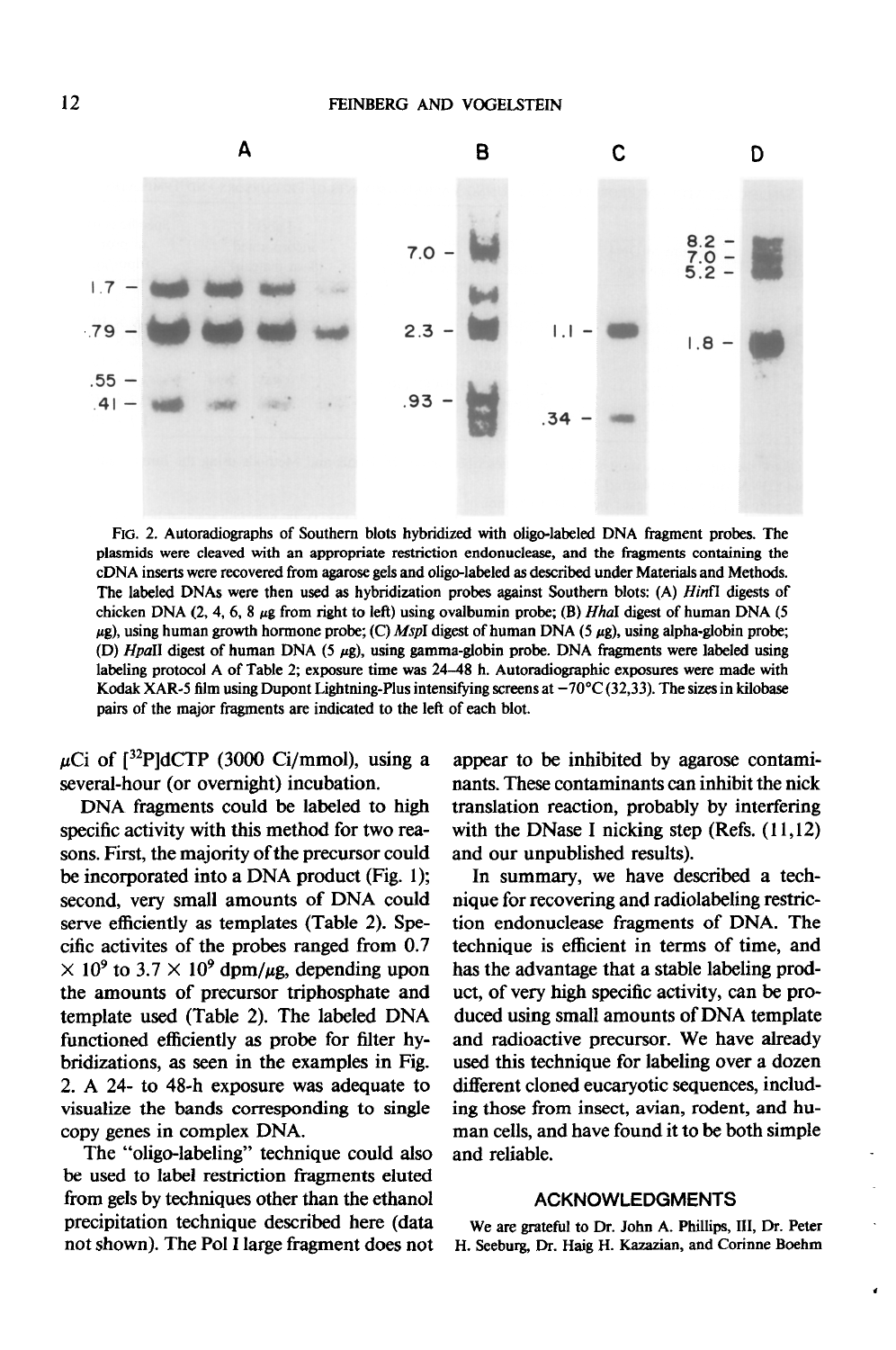FIG. 2. Autoradiographs of Southern blots hybridized with oligo-labeled DNA fragment probes. The plasmids were cleaved with an appropriate restriction endonuclease, and the fragments containing the cDNA inserts were recovered from agarose gels and oligo-labeled as described under Materials and Methods. The labeled DNAs were then used as hybridization probes against Southern blots: (A) *Hin*fI digests of chicken DNA (2, 4, 6, 8 μg from right to left) using ovalbumin probe; (B) *Hha*I digest of human DNA (5 μg), using human growth hormone probe; (C) *Msp*I digest of human DNA (5 μg), using alpha-globin probe; (D) *Hpa*II digest of human DNA (5 μg), using gamma-globin probe. DNA fragments were labeled using labeling protocol A of Table 2; exposure time was 24–48 h. Autoradiographic exposures were made with Kodak XAR-5 film using Dupont Lightning-Plus intensifying screens at −70°C (32,33). The sizes in kilobase pairs of the major fragments are indicated to the left of each blot.

μCi of [$^{32}$P]dCTP (3000 Ci/mmol), using a several-hour (or overnight) incubation.

DNA fragments could be labeled to high specific activity with this method for two reasons. First, the majority of the precursor could be incorporated into a DNA product (Fig. 1); second, very small amounts of DNA could serve efficiently as templates (Table 2). Specific activites of the probes ranged from 0.7 $\times 10^9$ to 3.7 $\times 10^9$ dpm/μg, depending upon the amounts of precursor triphosphate and template used (Table 2). The labeled DNA functioned efficiently as probe for filter hybridizations, as seen in the examples in Fig. 2. A 24- to 48-h exposure was adequate to visualize the bands corresponding to single copy genes in complex DNA.

The "oligo-labeling" technique could also be used to label restriction fragments eluted from gels by techniques other than the ethanol precipitation technique described here (data not shown). The Pol I large fragment does not appear to be inhibited by agarose contaminants. These contaminants can inhibit the nick translation reaction, probably by interfering with the DNase I nicking step (Refs. (11,12) and our unpublished results).

In summary, we have described a technique for recovering and radiolabeling restriction endonuclease fragments of DNA. The technique is efficient in terms of time, and has the advantage that a stable labeling product, of very high specific activity, can be produced using small amounts of DNA template and radioactive precursor. We have already used this technique for labeling over a dozen different cloned eucaryotic sequences, including those from insect, avian, rodent, and human cells, and have found it to be both simple and reliable.

## ACKNOWLEDGMENTS

We are grateful to Dr. John A. Phillips, III, Dr. Peter H. Seeburg, Dr. Haig H. Kazazian, and Corinne Boehm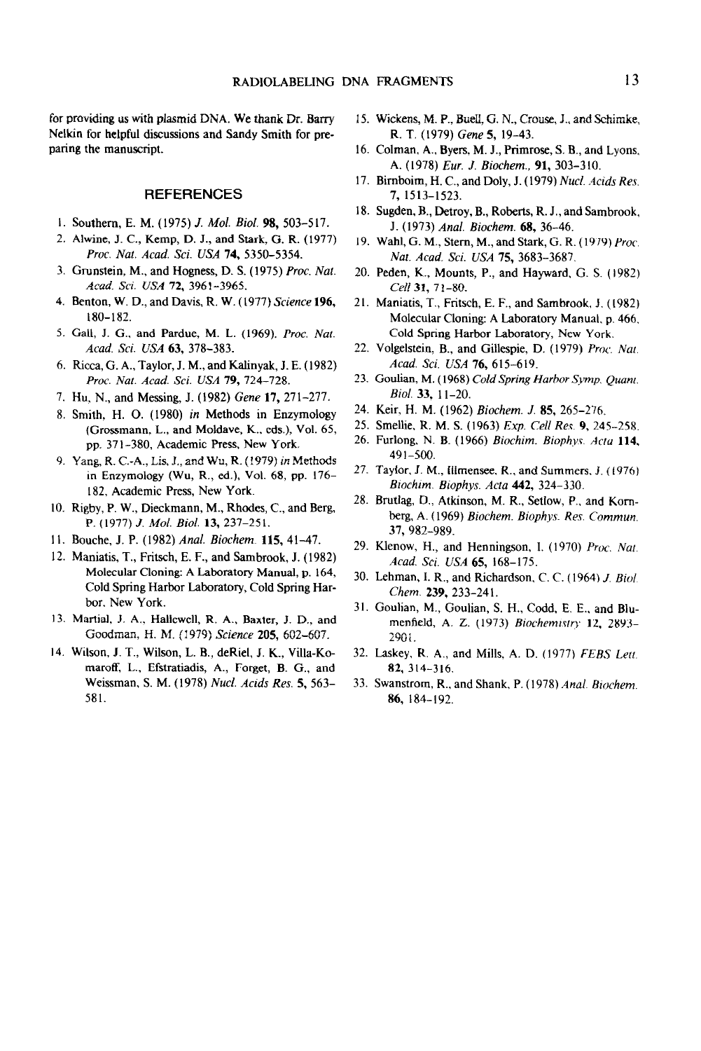for providing us with plasmid DNA. We thank Dr. Barry Nelkin for helpful discussions and Sandy Smith for preparing the manuscript.

## REFERENCES

1. Southern, E. M. (1975) *J. Mol. Biol.* **98,** 503–517.
2. Alwine, J. C., Kemp, D. J., and Stark, G. R. (1977) *Proc. Nat. Acad. Sci. USA* **74,** 5350–5354.
3. Grunstein, M., and Hogness, D. S. (1975) *Proc. Nat. Acad. Sci. USA* **72,** 3961–3965.
4. Benton, W. D., and Davis, R. W. (1977) *Science* **196,** 180–182.
5. Gall, J. G., and Pardue, M. L. (1969). *Proc. Nat. Acad. Sci. USA* **63,** 378–383.
6. Ricca, G. A., Taylor, J. M., and Kalinyak, J. E. (1982) *Proc. Nat. Acad. Sci. USA* **79,** 724–728.
7. Hu, N., and Messing, J. (1982) *Gene* **17,** 271–277.
8. Smith, H. O. (1980) *in* Methods in Enzymology (Grossmann, L., and Moldave, K., eds.), Vol. 65, pp. 371–380, Academic Press, New York.
9. Yang, R. C.-A., Lis, J., and Wu, R. (1979) *in* Methods in Enzymology (Wu, R., ed.), Vol. 68, pp. 176–182, Academic Press, New York.
10. Rigby, P. W., Dieckmann, M., Rhodes, C., and Berg, P. (1977) *J. Mol. Biol.* **13,** 237–251.
11. Bouche, J. P. (1982) *Anal. Biochem.* **115,** 41–47.
12. Maniatis, T., Fritsch, E. F., and Sambrook, J. (1982) Molecular Cloning: A Laboratory Manual, p. 164, Cold Spring Harbor Laboratory, Cold Spring Harbor, New York.
13. Martial, J. A., Hallewell, R. A., Baxter, J. D., and Goodman, H. M. (1979) *Science* **205,** 602–607.
14. Wilson, J. T., Wilson, L. B., deRiel, J. K., Villa-Komaroff, L., Efstratiadis, A., Forget, B. G., and Weissman, S. M. (1978) *Nucl. Acids Res.* **5,** 563–581.
15. Wickens, M. P., Buell, G. N., Crouse, J., and Schimke, R. T. (1979) *Gene* **5,** 19–43.
16. Colman, A., Byers, M. J., Primrose, S. B., and Lyons, A. (1978) *Eur. J. Biochem.,* **91,** 303–310.
17. Birnboim, H. C., and Doly, J. (1979) *Nucl. Acids Res.* **7,** 1513–1523.
18. Sugden, B., Detroy, B., Roberts, R. J., and Sambrook, J. (1973) *Anal. Biochem.* **68,** 36–46.
19. Wahl, G. M., Stern, M., and Stark, G. R. (1979) *Proc. Nat. Acad. Sci. USA* **75,** 3683–3687.
20. Peden, K., Mounts, P., and Hayward, G. S. (1982) *Cell* **31,** 71–80.
21. Maniatis, T., Fritsch, E. F., and Sambrook, J. (1982) Molecular Cloning: A Laboratory Manual, p. 466, Cold Spring Harbor Laboratory, New York.
22. Volgelstein, B., and Gillespie, D. (1979) *Proc. Nat. Acad. Sci. USA* **76,** 615–619.
23. Goulian, M. (1968) *Cold Spring Harbor Symp. Quant. Biol.* **33,** 11–20.
24. Keir, H. M. (1962) *Biochem. J.* **85,** 265–276.
25. Smellie, R. M. S. (1963) *Exp. Cell Res.* **9,** 245–258.
26. Furlong, N. B. (1966) *Biochim. Biophys. Acta* **114,** 491–500.
27. Taylor, J. M., Illmensee, R., and Summers, J. (1976) *Biochim. Biophys. Acta* **442,** 324–330.
28. Brutlag, D., Atkinson, M. R., Setlow, P., and Kornberg, A. (1969) *Biochem. Biophys. Res. Commun.* **37,** 982–989.
29. Klenow, H., and Henningson, I. (1970) *Proc. Nat. Acad. Sci. USA* **65,** 168–175.
30. Lehman, I. R., and Richardson, C. C. (1964) *J. Biol. Chem.* **239,** 233–241.
31. Goulian, M., Goulian, S. H., Codd, E. E., and Blumenfield, A. Z. (1973) *Biochemistry* **12,** 2893–2901.
32. Laskey, R. A., and Mills, A. D. (1977) *FEBS Lett.* **82,** 314–316.
33. Swanstrom, R., and Shank, P. (1978) *Anal. Biochem.* **86,** 184–192.